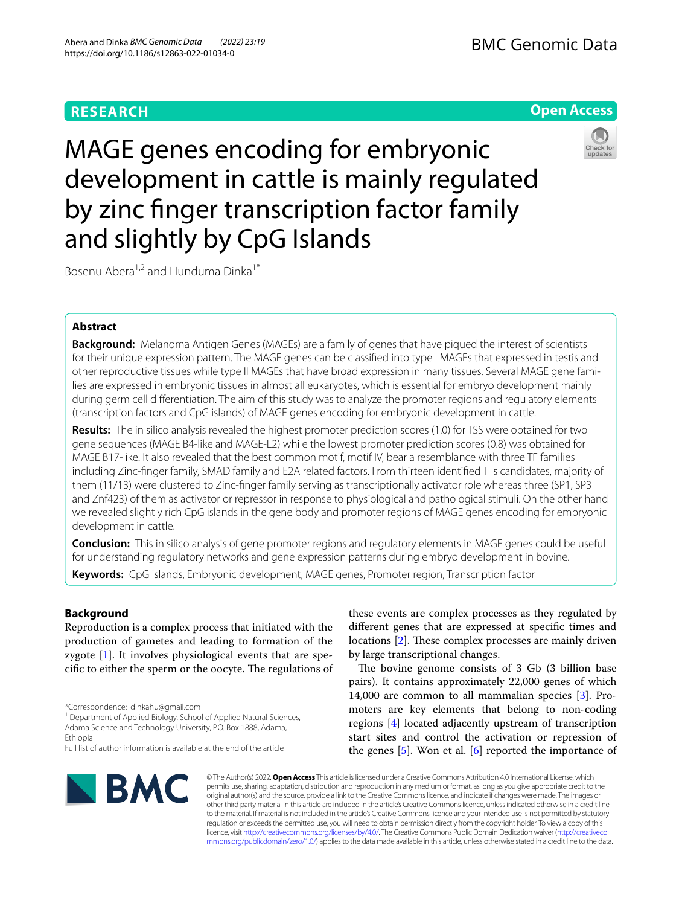RESEARCH

Open Access

# MAGE genes encoding for embryonic development in cattle is mainly regulated by zinc finger transcription factor family and slightly by CpG Islands

Bosenu Abera[1,2] and Hunduma Dinka[1*]

## Abstract

**Background:** Melanoma Antigen Genes (MAGEs) are a family of genes that have piqued the interest of scientists for their unique expression pattern. The MAGE genes can be classified into type I MAGEs that expressed in testis and other reproductive tissues while type II MAGEs that have broad expression in many tissues. Several MAGE gene families are expressed in embryonic tissues in almost all eukaryotes, which is essential for embryo development mainly during germ cell differentiation. The aim of this study was to analyze the promoter regions and regulatory elements (transcription factors and CpG islands) of MAGE genes encoding for embryonic development in cattle.

**Results:** The in silico analysis revealed the highest promoter prediction scores (1.0) for TSS were obtained for two gene sequences (MAGE B4-like and MAGE-L2) while the lowest promoter prediction scores (0.8) was obtained for MAGE B17-like. It also revealed that the best common motif, motif IV, bear a resemblance with three TF families including Zinc-finger family, SMAD family and E2A related factors. From thirteen identified TFs candidates, majority of them (11/13) were clustered to Zinc-finger family serving as transcriptionally activator role whereas three (SP1, SP3 and Znf423) of them as activator or repressor in response to physiological and pathological stimuli. On the other hand we revealed slightly rich CpG islands in the gene body and promoter regions of MAGE genes encoding for embryonic development in cattle.

**Conclusion:** This in silico analysis of gene promoter regions and regulatory elements in MAGE genes could be useful for understanding regulatory networks and gene expression patterns during embryo development in bovine.

**Keywords:** CpG islands, Embryonic development, MAGE genes, Promoter region, Transcription factor

## Background

Reproduction is a complex process that initiated with the production of gametes and leading to formation of the zygote [1]. It involves physiological events that are specific to either the sperm or the oocyte. The regulations of these events are complex processes as they regulated by different genes that are expressed at specific times and locations [2]. These complex processes are mainly driven by large transcriptional changes.

The bovine genome consists of 3 Gb (3 billion base pairs). It contains approximately 22,000 genes of which 14,000 are common to all mammalian species [3]. Promoters are key elements that belong to non-coding regions [4] located adjacently upstream of transcription start sites and control the activation or repression of the genes [5]. Won et al. [6] reported the importance of

*Correspondence: dinkahu@gmail.com
[1] Department of Applied Biology, School of Applied Natural Sciences, Adama Science and Technology University, P.O. Box 1888, Adama, Ethiopia
Full list of author information is available at the end of the article

© The Author(s) 2022. **Open Access** This article is licensed under a Creative Commons Attribution 4.0 International License, which permits use, sharing, adaptation, distribution and reproduction in any medium or format, as long as you give appropriate credit to the original author(s) and the source, provide a link to the Creative Commons licence, and indicate if changes were made. The images or other third party material in this article are included in the article's Creative Commons licence, unless indicated otherwise in a credit line to the material. If material is not included in the article's Creative Commons licence and your intended use is not permitted by statutory regulation or exceeds the permitted use, you will need to obtain permission directly from the copyright holder. To view a copy of this licence, visit http://creativecommons.org/licenses/by/4.0/. The Creative Commons Public Domain Dedication waiver (http://creativecommons.org/publicdomain/zero/1.0/) applies to the data made available in this article, unless otherwise stated in a credit line to the data.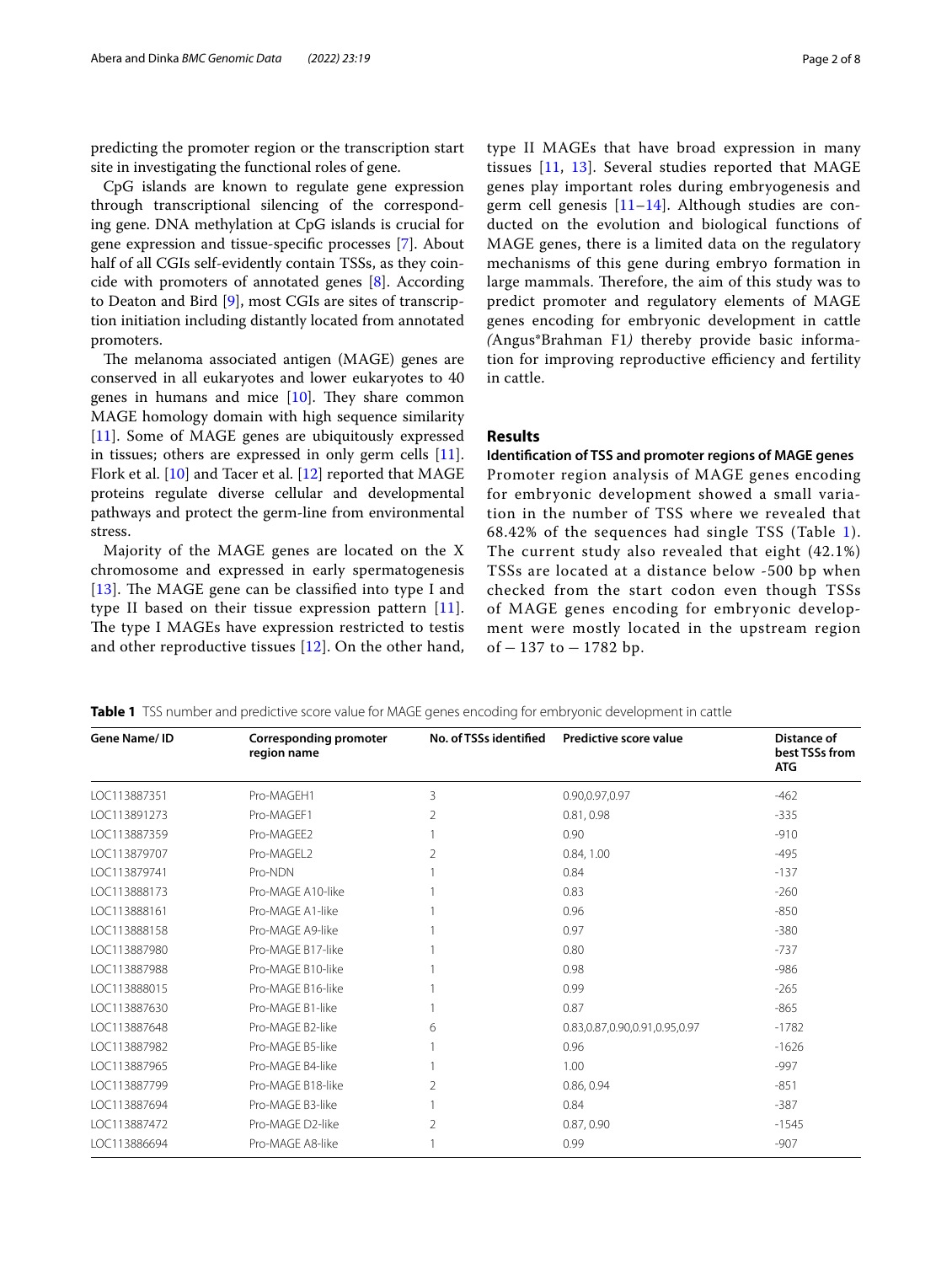predicting the promoter region or the transcription start site in investigating the functional roles of gene.

CpG islands are known to regulate gene expression through transcriptional silencing of the corresponding gene. DNA methylation at CpG islands is crucial for gene expression and tissue-specific processes [7]. About half of all CGIs self-evidently contain TSSs, as they coincide with promoters of annotated genes [8]. According to Deaton and Bird [9], most CGIs are sites of transcription initiation including distantly located from annotated promoters.

The melanoma associated antigen (MAGE) genes are conserved in all eukaryotes and lower eukaryotes to 40 genes in humans and mice [10]. They share common MAGE homology domain with high sequence similarity [11]. Some of MAGE genes are ubiquitously expressed in tissues; others are expressed in only germ cells [11]. Flork et al. [10] and Tacer et al. [12] reported that MAGE proteins regulate diverse cellular and developmental pathways and protect the germ-line from environmental stress.

Majority of the MAGE genes are located on the X chromosome and expressed in early spermatogenesis [13]. The MAGE gene can be classified into type I and type II based on their tissue expression pattern [11]. The type I MAGEs have expression restricted to testis and other reproductive tissues [12]. On the other hand, type II MAGEs that have broad expression in many tissues [11, 13]. Several studies reported that MAGE genes play important roles during embryogenesis and germ cell genesis [11–14]. Although studies are conducted on the evolution and biological functions of MAGE genes, there is a limited data on the regulatory mechanisms of this gene during embryo formation in large mammals. Therefore, the aim of this study was to predict promoter and regulatory elements of MAGE genes encoding for embryonic development in cattle *(*Angus*Brahman F1*)* thereby provide basic information for improving reproductive efficiency and fertility in cattle.

## Results

### Identification of TSS and promoter regions of MAGE genes

Promoter region analysis of MAGE genes encoding for embryonic development showed a small variation in the number of TSS where we revealed that 68.42% of the sequences had single TSS (Table 1). The current study also revealed that eight (42.1%) TSSs are located at a distance below -500 bp when checked from the start codon even though TSSs of MAGE genes encoding for embryonic development were mostly located in the upstream region of − 137 to − 1782 bp.

**Table 1** TSS number and predictive score value for MAGE genes encoding for embryonic development in cattle

| Gene Name/ ID | Corresponding promoter region name | No. of TSSs identified | Predictive score value | Distance of best TSSs from ATG |
|---|---|---|---|---|
| LOC113887351 | Pro-MAGEH1 | 3 | 0.90,0.97,0.97 | -462 |
| LOC113891273 | Pro-MAGEF1 | 2 | 0.81, 0.98 | -335 |
| LOC113887359 | Pro-MAGEE2 | 1 | 0.90 | -910 |
| LOC113879707 | Pro-MAGEL2 | 2 | 0.84, 1.00 | -495 |
| LOC113879741 | Pro-NDN | 1 | 0.84 | -137 |
| LOC113888173 | Pro-MAGE A10-like | 1 | 0.83 | -260 |
| LOC113888161 | Pro-MAGE A1-like | 1 | 0.96 | -850 |
| LOC113888158 | Pro-MAGE A9-like | 1 | 0.97 | -380 |
| LOC113887980 | Pro-MAGE B17-like | 1 | 0.80 | -737 |
| LOC113887988 | Pro-MAGE B10-like | 1 | 0.98 | -986 |
| LOC113888015 | Pro-MAGE B16-like | 1 | 0.99 | -265 |
| LOC113887630 | Pro-MAGE B1-like | 1 | 0.87 | -865 |
| LOC113887648 | Pro-MAGE B2-like | 6 | 0.83,0.87,0.90,0.91,0.95,0.97 | -1782 |
| LOC113887982 | Pro-MAGE B5-like | 1 | 0.96 | -1626 |
| LOC113887965 | Pro-MAGE B4-like | 1 | 1.00 | -997 |
| LOC113887799 | Pro-MAGE B18-like | 2 | 0.86, 0.94 | -851 |
| LOC113887694 | Pro-MAGE B3-like | 1 | 0.84 | -387 |
| LOC113887472 | Pro-MAGE D2-like | 2 | 0.87, 0.90 | -1545 |
| LOC113886694 | Pro-MAGE A8-like | 1 | 0.99 | -907 |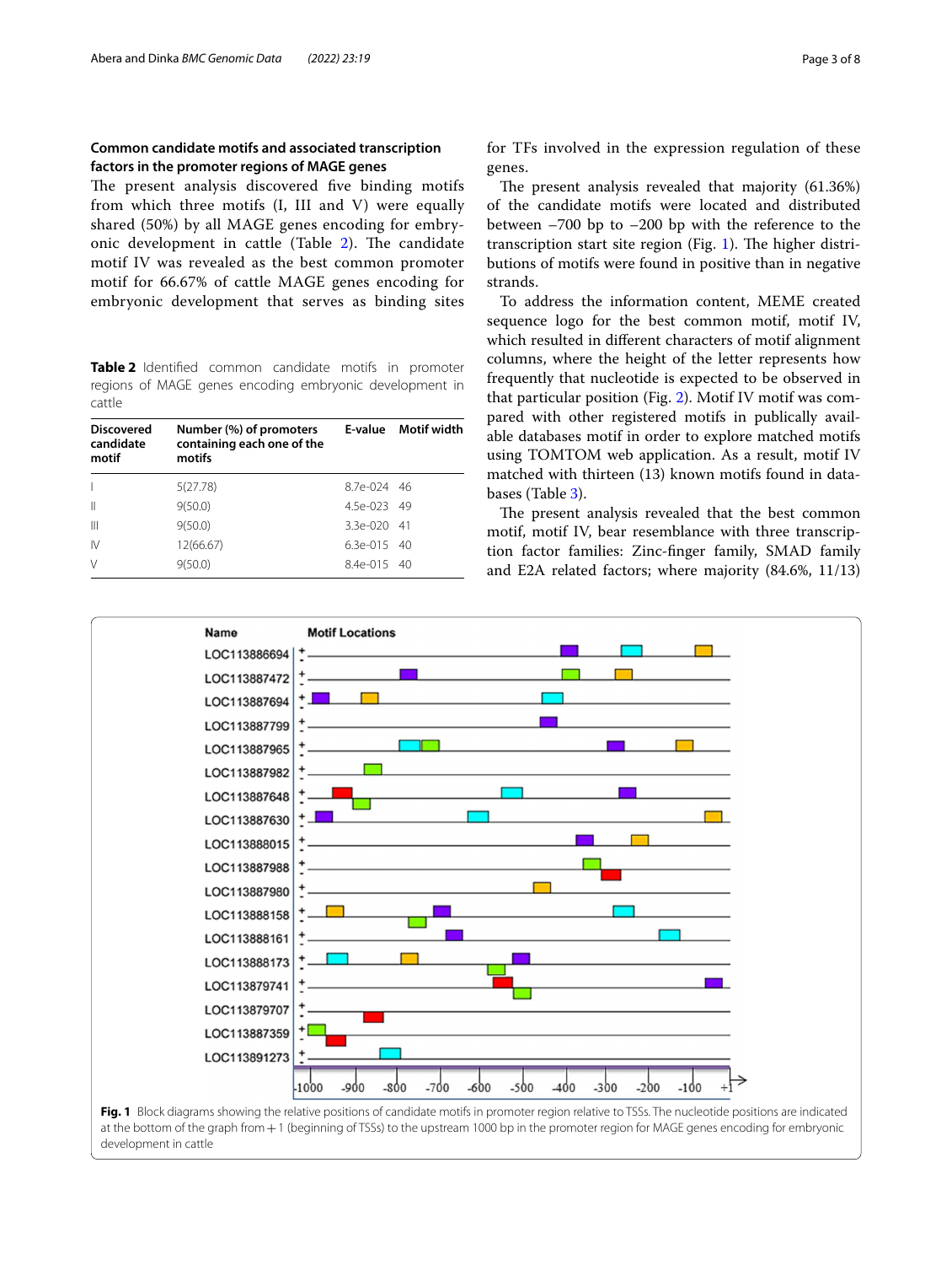### Common candidate motifs and associated transcription factors in the promoter regions of MAGE genes

The present analysis discovered five binding motifs from which three motifs (I, III and V) were equally shared (50%) by all MAGE genes encoding for embryonic development in cattle (Table 2). The candidate motif IV was revealed as the best common promoter motif for 66.67% of cattle MAGE genes encoding for embryonic development that serves as binding sites for TFs involved in the expression regulation of these genes.

**Table 2** Identified common candidate motifs in promoter regions of MAGE genes encoding embryonic development in cattle

| Discovered candidate motif | Number (%) of promoters containing each one of the motifs | E-value | Motif width |
|---|---|---|---|
| I | 5(27.78) | 8.7e-024 | 46 |
| II | 9(50.0) | 4.5e-023 | 49 |
| III | 9(50.0) | 3.3e-020 | 41 |
| IV | 12(66.67) | 6.3e-015 | 40 |
| V | 9(50.0) | 8.4e-015 | 40 |

The present analysis revealed that majority (61.36%) of the candidate motifs were located and distributed between –700 bp to –200 bp with the reference to the transcription start site region (Fig. 1). The higher distributions of motifs were found in positive than in negative strands.

To address the information content, MEME created sequence logo for the best common motif, motif IV, which resulted in different characters of motif alignment columns, where the height of the letter represents how frequently that nucleotide is expected to be observed in that particular position (Fig. 2). Motif IV motif was compared with other registered motifs in publically available databases motif in order to explore matched motifs using TOMTOM web application. As a result, motif IV matched with thirteen (13) known motifs found in databases (Table 3).

The present analysis revealed that the best common motif, motif IV, bear resemblance with three transcription factor families: Zinc-finger family, SMAD family and E2A related factors; where majority (84.6%, 11/13)

Name
Motif Locations
LOC113886694
LOC113887472
LOC113887694
LOC113887799
LOC113887965
LOC113887982
LOC113887648
LOC113887630
LOC113888015
LOC113887988
LOC113887980
LOC113888158
LOC113888161
LOC113888173
LOC113879741
LOC113879707
LOC113887359
LOC113891273
-1000 -900 -800 -700 -600 -500 -400 -300 -200 -100 +1

**Fig. 1** Block diagrams showing the relative positions of candidate motifs in promoter region relative to TSSs. The nucleotide positions are indicated at the bottom of the graph from + 1 (beginning of TSSs) to the upstream 1000 bp in the promoter region for MAGE genes encoding for embryonic development in cattle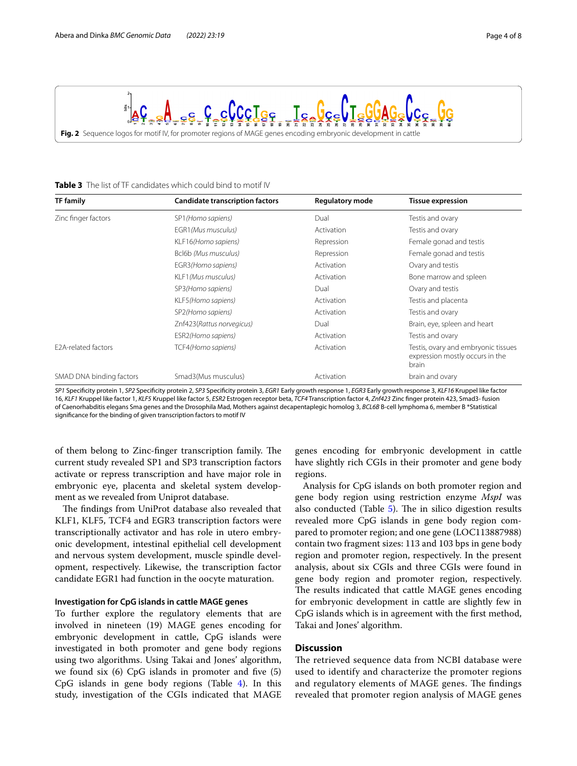**Fig. 2** Sequence logos for motif IV, for promoter regions of MAGE genes encoding embryonic development in cattle

**Table 3** The list of TF candidates which could bind to motif IV

| TF family | Candidate transcription factors | Regulatory mode | Tissue expression |
|---|---|---|---|
| Zinc finger factors | SP1 *(Homo sapiens)* | Dual | Testis and ovary |
| | EGR1 *(Mus musculus)* | Activation | Testis and ovary |
| | KLF16 *(Homo sapiens)* | Repression | Female gonad and testis |
| | Bcl6b *(Mus musculus)* | Repression | Female gonad and testis |
| | EGR3 *(Homo sapiens)* | Activation | Ovary and testis |
| | KLF1 *(Mus musculus)* | Activation | Bone marrow and spleen |
| | SP3 *(Homo sapiens)* | Dual | Ovary and testis |
| | KLF5 *(Homo sapiens)* | Activation | Testis and placenta |
| | SP2 *(Homo sapiens)* | Activation | Testis and ovary |
| | Znf423 *(Rattus norvegicus)* | Dual | Brain, eye, spleen and heart |
| | ESR2 *(Homo sapiens)* | Activation | Testis and ovary |
| E2A-related factors | TCF4 *(Homo sapiens)* | Activation | Testis, ovary and embryonic tissues expression mostly occurs in the brain |
| SMAD DNA binding factors | Smad3(Mus musculus) | Activation | brain and ovary |

*SP1* Specificity protein 1, *SP2* Specificity protein 2, *SP3* Specificity protein 3, *EGR1* Early growth response 1, *EGR3* Early growth response 3, *KLF16* Kruppel like factor 16, *KLF1* Kruppel like factor 1, *KLF5* Kruppel like factor 5, *ESR2* Estrogen receptor beta, *TCF4* Transcription factor 4, *Znf423* Zinc finger protein 423, Smad3- fusion of Caenorhabditis elegans Sma genes and the Drosophila Mad, Mothers against decapentaplegic homolog 3, *BCL6B* B-cell lymphoma 6, member B *Statistical significance for the binding of given transcription factors to motif IV

of them belong to Zinc-finger transcription family. The current study revealed SP1 and SP3 transcription factors activate or repress transcription and have major role in embryonic eye, placenta and skeletal system development as we revealed from Uniprot database.

The findings from UniProt database also revealed that KLF1, KLF5, TCF4 and EGR3 transcription factors were transcriptionally activator and has role in utero embryonic development, intestinal epithelial cell development and nervous system development, muscle spindle development, respectively. Likewise, the transcription factor candidate EGR1 had function in the oocyte maturation.

### Investigation for CpG islands in cattle MAGE genes

To further explore the regulatory elements that are involved in nineteen (19) MAGE genes encoding for embryonic development in cattle, CpG islands were investigated in both promoter and gene body regions using two algorithms. Using Takai and Jones' algorithm, we found six (6) CpG islands in promoter and five (5) CpG islands in gene body regions (Table 4). In this study, investigation of the CGIs indicated that MAGE genes encoding for embryonic development in cattle have slightly rich CGIs in their promoter and gene body regions.

Analysis for CpG islands on both promoter region and gene body region using restriction enzyme *MspI* was also conducted (Table 5). The in silico digestion results revealed more CpG islands in gene body region compared to promoter region; and one gene (LOC113887988) contain two fragment sizes: 113 and 103 bps in gene body region and promoter region, respectively. In the present analysis, about six CGIs and three CGIs were found in gene body region and promoter region, respectively. The results indicated that cattle MAGE genes encoding for embryonic development in cattle are slightly few in CpG islands which is in agreement with the first method, Takai and Jones' algorithm.

## Discussion

The retrieved sequence data from NCBI database were used to identify and characterize the promoter regions and regulatory elements of MAGE genes. The findings revealed that promoter region analysis of MAGE genes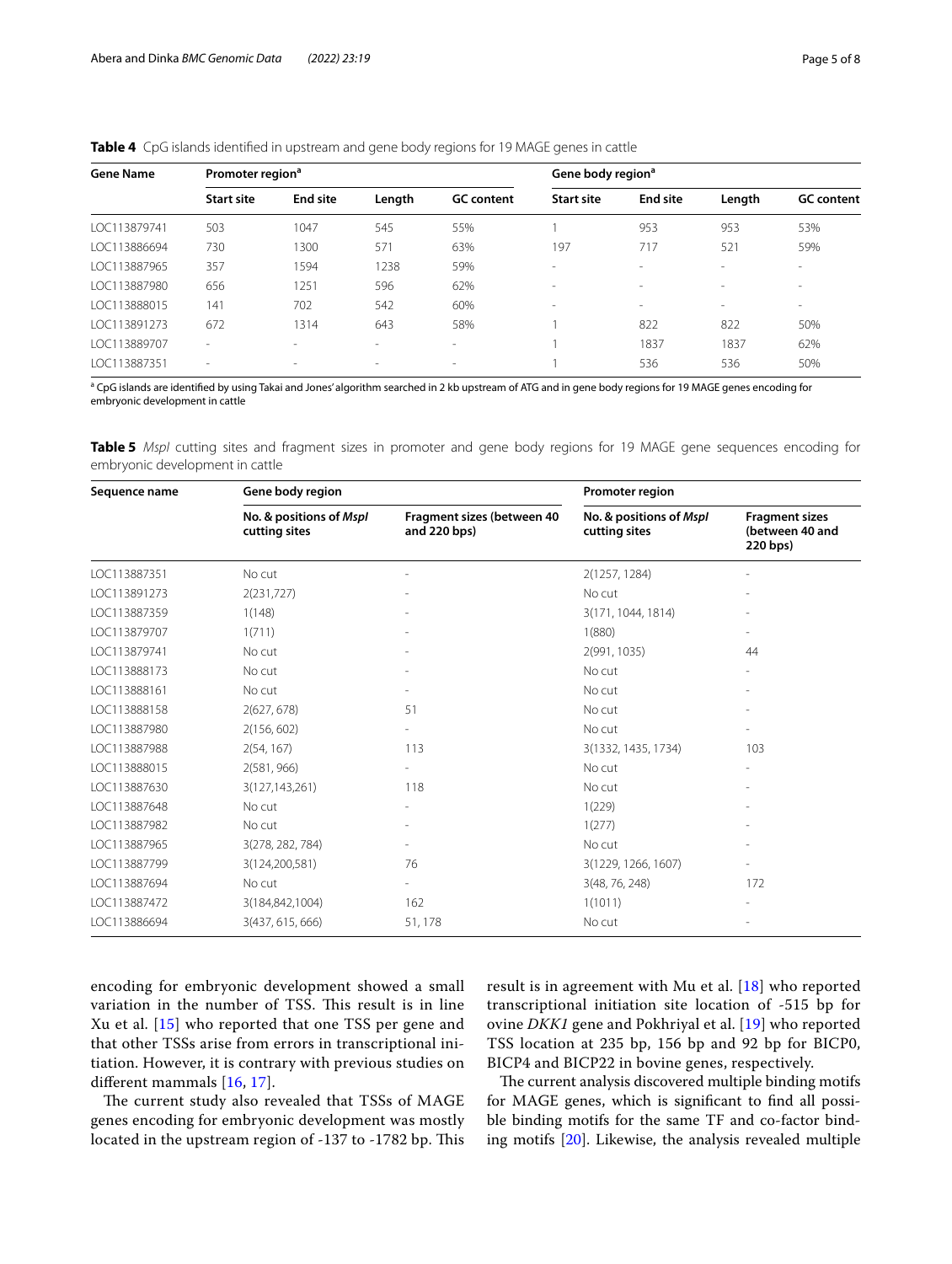**Table 4** CpG islands identified in upstream and gene body regions for 19 MAGE genes in cattle

| Gene Name | Promoter region[a] | | | | Gene body region[a] | | | |
|---|---|---|---|---|---|---|---|---|
| | Start site | End site | Length | GC content | Start site | End site | Length | GC content |
| LOC113879741 | 503 | 1047 | 545 | 55% | 1 | 953 | 953 | 53% |
| LOC113886694 | 730 | 1300 | 571 | 63% | 197 | 717 | 521 | 59% |
| LOC113887965 | 357 | 1594 | 1238 | 59% | - | - | - | - |
| LOC113887980 | 656 | 1251 | 596 | 62% | - | - | - | - |
| LOC113888015 | 141 | 702 | 542 | 60% | - | - | - | - |
| LOC113891273 | 672 | 1314 | 643 | 58% | 1 | 822 | 822 | 50% |
| LOC113889707 | - | - | - | - | 1 | 1837 | 1837 | 62% |
| LOC113887351 | - | - | - | - | 1 | 536 | 536 | 50% |

[a] CpG islands are identified by using Takai and Jones' algorithm searched in 2 kb upstream of ATG and in gene body regions for 19 MAGE genes encoding for embryonic development in cattle

**Table 5** *MspI* cutting sites and fragment sizes in promoter and gene body regions for 19 MAGE gene sequences encoding for embryonic development in cattle

| Sequence name | Gene body region | | Promoter region | |
|---|---|---|---|---|
| | No. & positions of *MspI* cutting sites | Fragment sizes (between 40 and 220 bps) | No. & positions of *MspI* cutting sites | Fragment sizes (between 40 and 220 bps) |
| LOC113887351 | No cut | - | 2(1257, 1284) | - |
| LOC113891273 | 2(231,727) | - | No cut | - |
| LOC113887359 | 1(148) | - | 3(171, 1044, 1814) | - |
| LOC113879707 | 1(711) | - | 1(880) | - |
| LOC113879741 | No cut | - | 2(991, 1035) | 44 |
| LOC113888173 | No cut | - | No cut | - |
| LOC113888161 | No cut | - | No cut | - |
| LOC113888158 | 2(627, 678) | 51 | No cut | - |
| LOC113887980 | 2(156, 602) | - | No cut | - |
| LOC113887988 | 2(54, 167) | 113 | 3(1332, 1435, 1734) | 103 |
| LOC113888015 | 2(581, 966) | - | No cut | - |
| LOC113887630 | 3(127,143,261) | 118 | No cut | - |
| LOC113887648 | No cut | - | 1(229) | - |
| LOC113887982 | No cut | - | 1(277) | - |
| LOC113887965 | 3(278, 282, 784) | - | No cut | - |
| LOC113887799 | 3(124,200,581) | 76 | 3(1229, 1266, 1607) | - |
| LOC113887694 | No cut | - | 3(48, 76, 248) | 172 |
| LOC113887472 | 3(184,842,1004) | 162 | 1(1011) | - |
| LOC113886694 | 3(437, 615, 666) | 51, 178 | No cut | - |

encoding for embryonic development showed a small variation in the number of TSS. This result is in line Xu et al. [15] who reported that one TSS per gene and that other TSSs arise from errors in transcriptional initiation. However, it is contrary with previous studies on different mammals [16, 17].

The current study also revealed that TSSs of MAGE genes encoding for embryonic development was mostly located in the upstream region of -137 to -1782 bp. This result is in agreement with Mu et al. [18] who reported transcriptional initiation site location of -515 bp for ovine *DKK1* gene and Pokhriyal et al. [19] who reported TSS location at 235 bp, 156 bp and 92 bp for BICP0, BICP4 and BICP22 in bovine genes, respectively.

The current analysis discovered multiple binding motifs for MAGE genes, which is significant to find all possible binding motifs for the same TF and co-factor binding motifs [20]. Likewise, the analysis revealed multiple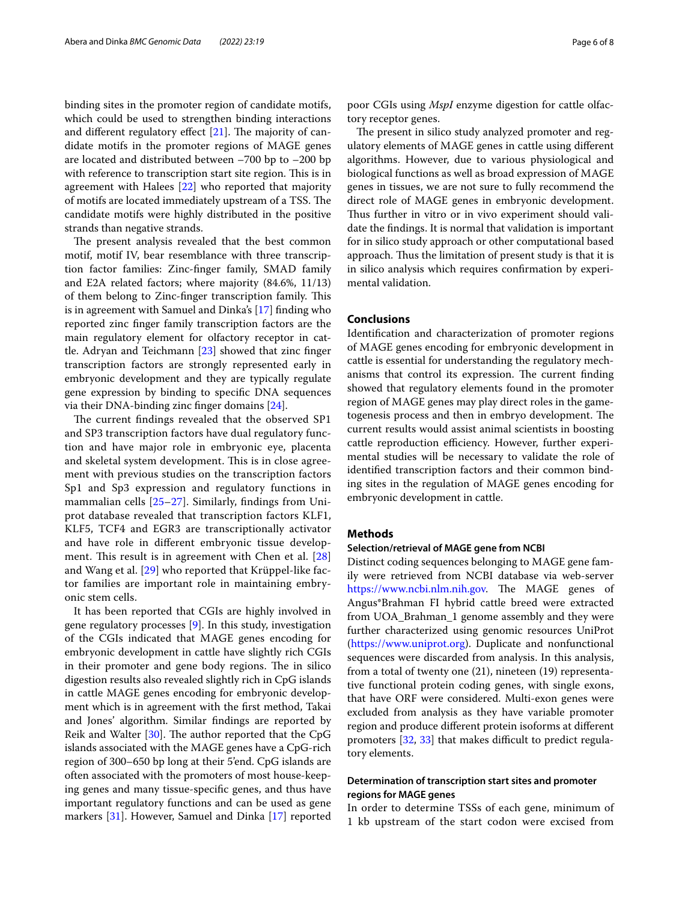binding sites in the promoter region of candidate motifs, which could be used to strengthen binding interactions and different regulatory effect [21]. The majority of candidate motifs in the promoter regions of MAGE genes are located and distributed between –700 bp to –200 bp with reference to transcription start site region. This is in agreement with Halees [22] who reported that majority of motifs are located immediately upstream of a TSS. The candidate motifs were highly distributed in the positive strands than negative strands.

The present analysis revealed that the best common motif, motif IV, bear resemblance with three transcription factor families: Zinc-finger family, SMAD family and E2A related factors; where majority (84.6%, 11/13) of them belong to Zinc-finger transcription family. This is in agreement with Samuel and Dinka's [17] finding who reported zinc finger family transcription factors are the main regulatory element for olfactory receptor in cattle. Adryan and Teichmann [23] showed that zinc finger transcription factors are strongly represented early in embryonic development and they are typically regulate gene expression by binding to specific DNA sequences via their DNA-binding zinc finger domains [24].

The current findings revealed that the observed SP1 and SP3 transcription factors have dual regulatory function and have major role in embryonic eye, placenta and skeletal system development. This is in close agreement with previous studies on the transcription factors Sp1 and Sp3 expression and regulatory functions in mammalian cells [25–27]. Similarly, findings from Uniprot database revealed that transcription factors KLF1, KLF5, TCF4 and EGR3 are transcriptionally activator and have role in different embryonic tissue development. This result is in agreement with Chen et al. [28] and Wang et al. [29] who reported that Krüppel-like factor families are important role in maintaining embryonic stem cells.

It has been reported that CGIs are highly involved in gene regulatory processes [9]. In this study, investigation of the CGIs indicated that MAGE genes encoding for embryonic development in cattle have slightly rich CGIs in their promoter and gene body regions. The in silico digestion results also revealed slightly rich in CpG islands in cattle MAGE genes encoding for embryonic development which is in agreement with the first method, Takai and Jones' algorithm. Similar findings are reported by Reik and Walter [30]. The author reported that the CpG islands associated with the MAGE genes have a CpG-rich region of 300–650 bp long at their 5'end. CpG islands are often associated with the promoters of most house-keeping genes and many tissue-specific genes, and thus have important regulatory functions and can be used as gene markers [31]. However, Samuel and Dinka [17] reported poor CGIs using *MspI* enzyme digestion for cattle olfactory receptor genes.

The present in silico study analyzed promoter and regulatory elements of MAGE genes in cattle using different algorithms. However, due to various physiological and biological functions as well as broad expression of MAGE genes in tissues, we are not sure to fully recommend the direct role of MAGE genes in embryonic development. Thus further in vitro or in vivo experiment should validate the findings. It is normal that validation is important for in silico study approach or other computational based approach. Thus the limitation of present study is that it is in silico analysis which requires confirmation by experimental validation.

## Conclusions

Identification and characterization of promoter regions of MAGE genes encoding for embryonic development in cattle is essential for understanding the regulatory mechanisms that control its expression. The current finding showed that regulatory elements found in the promoter region of MAGE genes may play direct roles in the gametogenesis process and then in embryo development. The current results would assist animal scientists in boosting cattle reproduction efficiency. However, further experimental studies will be necessary to validate the role of identified transcription factors and their common binding sites in the regulation of MAGE genes encoding for embryonic development in cattle.

## Methods

### Selection/retrieval of MAGE gene from NCBI

Distinct coding sequences belonging to MAGE gene family were retrieved from NCBI database via web-server https://www.ncbi.nlm.nih.gov. The MAGE genes of Angus*Brahman FI hybrid cattle breed were extracted from UOA_Brahman_1 genome assembly and they were further characterized using genomic resources UniProt (https://www.uniprot.org). Duplicate and nonfunctional sequences were discarded from analysis. In this analysis, from a total of twenty one (21), nineteen (19) representative functional protein coding genes, with single exons, that have ORF were considered. Multi-exon genes were excluded from analysis as they have variable promoter region and produce different protein isoforms at different promoters [32, 33] that makes difficult to predict regulatory elements.

### Determination of transcription start sites and promoter regions for MAGE genes

In order to determine TSSs of each gene, minimum of 1 kb upstream of the start codon were excised from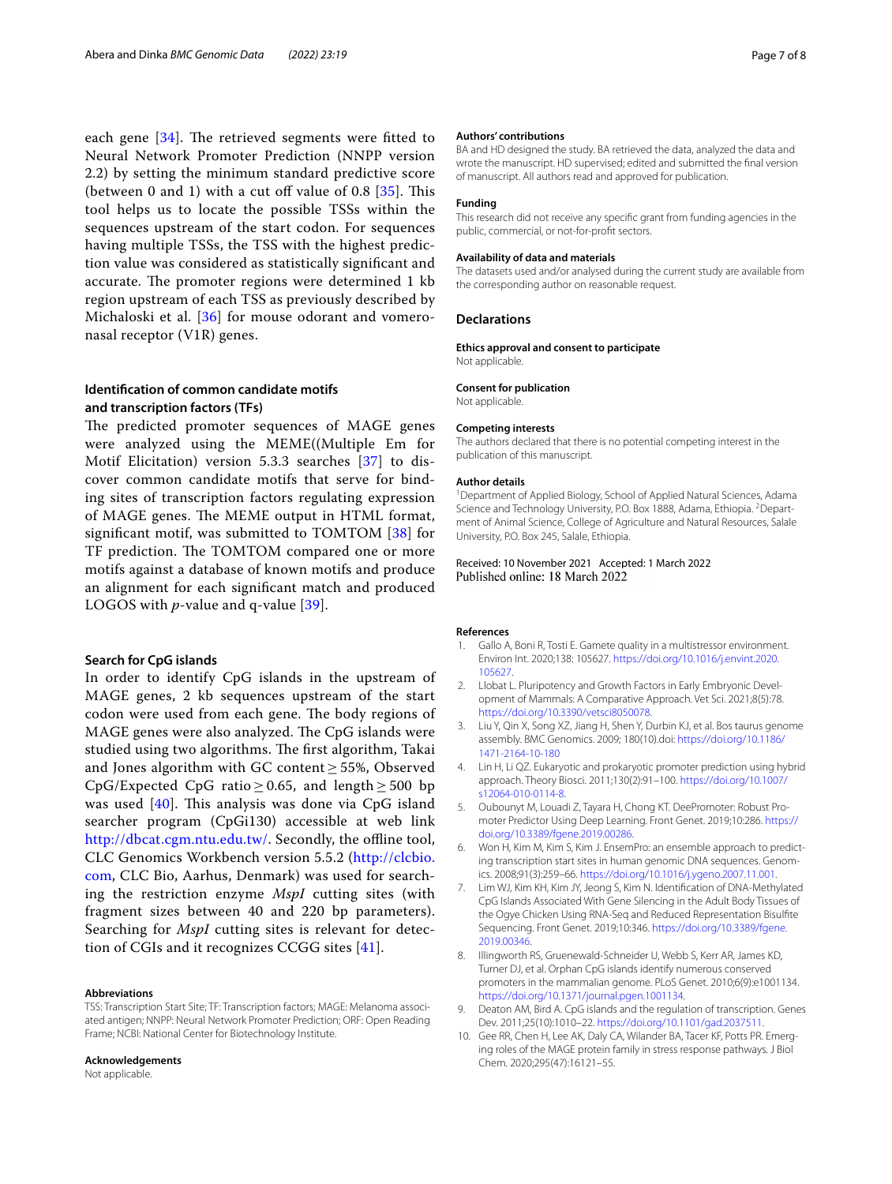each gene [34]. The retrieved segments were fitted to Neural Network Promoter Prediction (NNPP version 2.2) by setting the minimum standard predictive score (between 0 and 1) with a cut off value of 0.8 [35]. This tool helps us to locate the possible TSSs within the sequences upstream of the start codon. For sequences having multiple TSSs, the TSS with the highest prediction value was considered as statistically significant and accurate. The promoter regions were determined 1 kb region upstream of each TSS as previously described by Michaloski et al. [36] for mouse odorant and vomeronasal receptor (V1R) genes.

### Identification of common candidate motifs and transcription factors (TFs)

The predicted promoter sequences of MAGE genes were analyzed using the MEME((Multiple Em for Motif Elicitation) version 5.3.3 searches [37] to discover common candidate motifs that serve for binding sites of transcription factors regulating expression of MAGE genes. The MEME output in HTML format, significant motif, was submitted to TOMTOM [38] for TF prediction. The TOMTOM compared one or more motifs against a database of known motifs and produce an alignment for each significant match and produced LOGOS with *p*-value and q-value [39].

### Search for CpG islands

In order to identify CpG islands in the upstream of MAGE genes, 2 kb sequences upstream of the start codon were used from each gene. The body regions of MAGE genes were also analyzed. The CpG islands were studied using two algorithms. The first algorithm, Takai and Jones algorithm with GC content ≥ 55%, Observed CpG/Expected CpG ratio ≥ 0.65, and length ≥ 500 bp was used [40]. This analysis was done via CpG island searcher program (CpGi130) accessible at web link http://dbcat.cgm.ntu.edu.tw/. Secondly, the offline tool, CLC Genomics Workbench version 5.5.2 (http://clcbio.com, CLC Bio, Aarhus, Denmark) was used for searching the restriction enzyme *MspI* cutting sites (with fragment sizes between 40 and 220 bp parameters). Searching for *MspI* cutting sites is relevant for detection of CGIs and it recognizes CCGG sites [41].

#### Abbreviations

TSS: Transcription Start Site; TF: Transcription factors; MAGE: Melanoma associated antigen; NNPP: Neural Network Promoter Prediction; ORF: Open Reading Frame; NCBI: National Center for Biotechnology Institute.

#### Acknowledgements

Not applicable.

#### Authors' contributions

BA and HD designed the study. BA retrieved the data, analyzed the data and wrote the manuscript. HD supervised; edited and submitted the final version of manuscript. All authors read and approved for publication.

#### Funding

This research did not receive any specific grant from funding agencies in the public, commercial, or not-for-profit sectors.

#### Availability of data and materials

The datasets used and/or analysed during the current study are available from the corresponding author on reasonable request.

## Declarations

#### Ethics approval and consent to participate

Not applicable.

#### Consent for publication

Not applicable.

#### Competing interests

The authors declared that there is no potential competing interest in the publication of this manuscript.

#### Author details

[1]Department of Applied Biology, School of Applied Natural Sciences, Adama Science and Technology University, P.O. Box 1888, Adama, Ethiopia. [2]Department of Animal Science, College of Agriculture and Natural Resources, Salale University, P.O. Box 245, Salale, Ethiopia.

Received: 10 November 2021 Accepted: 1 March 2022
Published online: 18 March 2022

#### References

1. Gallo A, Boni R, Tosti E. Gamete quality in a multistressor environment. Environ Int. 2020;138: 105627. https://doi.org/10.1016/j.envint.2020.105627.
2. Llobat L. Pluripotency and Growth Factors in Early Embryonic Development of Mammals: A Comparative Approach. Vet Sci. 2021;8(5):78. https://doi.org/10.3390/vetsci8050078.
3. Liu Y, Qin X, Song XZ, Jiang H, Shen Y, Durbin KJ, et al. Bos taurus genome assembly. BMC Genomics. 2009; 180(10).doi: https://doi.org/10.1186/1471-2164-10-180
4. Lin H, Li QZ. Eukaryotic and prokaryotic promoter prediction using hybrid approach. Theory Biosci. 2011;130(2):91–100. https://doi.org/10.1007/s12064-010-0114-8.
5. Oubounyt M, Louadi Z, Tayara H, Chong KT. DeePromoter: Robust Promoter Predictor Using Deep Learning. Front Genet. 2019;10:286. https://doi.org/10.3389/fgene.2019.00286.
6. Won H, Kim M, Kim S, Kim J. EnsemPro: an ensemble approach to predicting transcription start sites in human genomic DNA sequences. Genomics. 2008;91(3):259–66. https://doi.org/10.1016/j.ygeno.2007.11.001.
7. Lim WJ, Kim KH, Kim JY, Jeong S, Kim N. Identification of DNA-Methylated CpG Islands Associated With Gene Silencing in the Adult Body Tissues of the Ogye Chicken Using RNA-Seq and Reduced Representation Bisulfite Sequencing. Front Genet. 2019;10:346. https://doi.org/10.3389/fgene.2019.00346.
8. Illingworth RS, Gruenewald-Schneider U, Webb S, Kerr AR, James KD, Turner DJ, et al. Orphan CpG islands identify numerous conserved promoters in the mammalian genome. PLoS Genet. 2010;6(9):e1001134. https://doi.org/10.1371/journal.pgen.1001134.
9. Deaton AM, Bird A. CpG islands and the regulation of transcription. Genes Dev. 2011;25(10):1010–22. https://doi.org/10.1101/gad.2037511.
10. Gee RR, Chen H, Lee AK, Daly CA, Wilander BA, Tacer KF, Potts PR. Emerging roles of the MAGE protein family in stress response pathways. J Biol Chem. 2020;295(47):16121–55.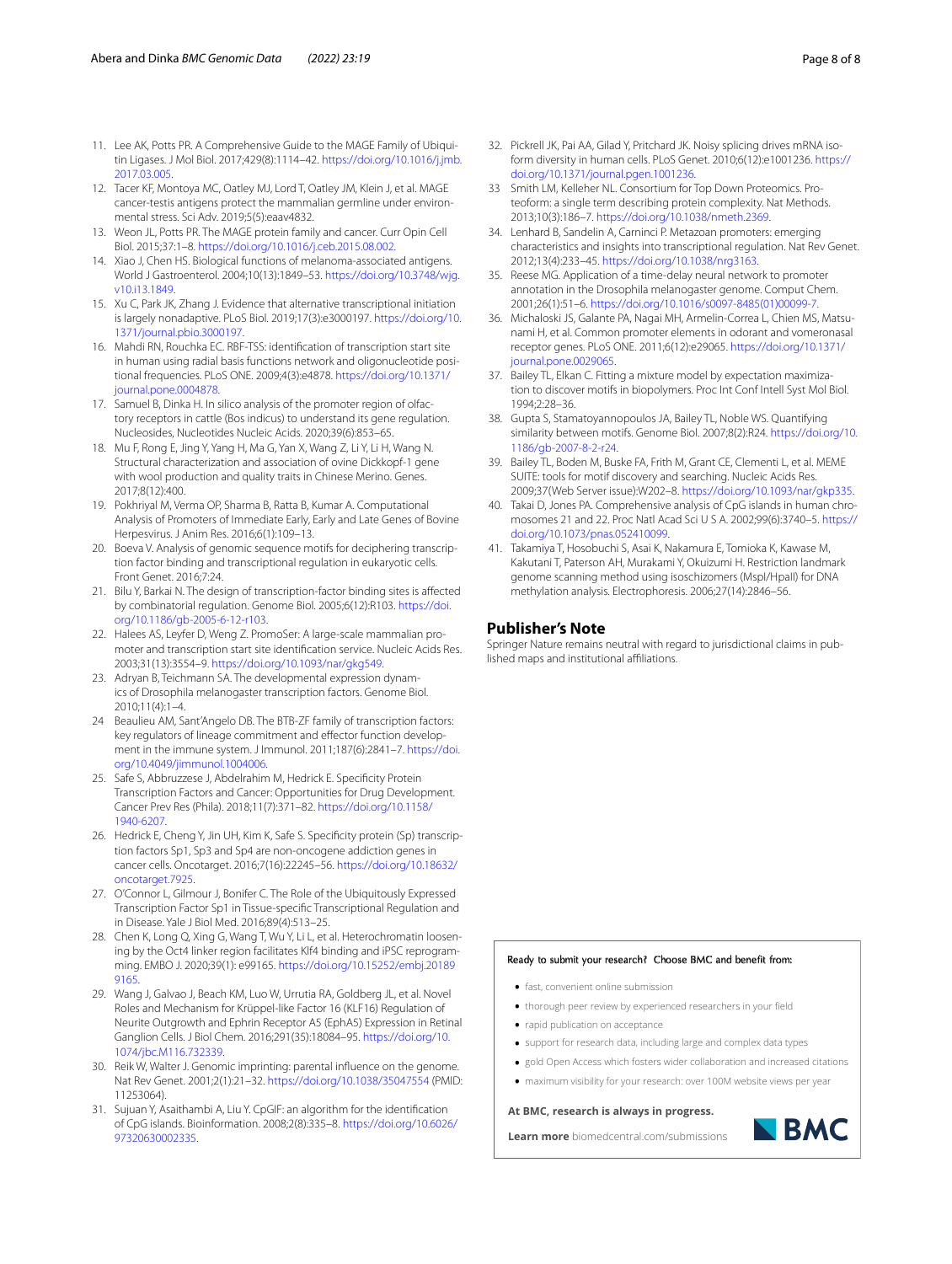11. Lee AK, Potts PR. A Comprehensive Guide to the MAGE Family of Ubiquitin Ligases. J Mol Biol. 2017;429(8):1114–42. https://doi.org/10.1016/j.jmb.2017.03.005.
12. Tacer KF, Montoya MC, Oatley MJ, Lord T, Oatley JM, Klein J, et al. MAGE cancer-testis antigens protect the mammalian germline under environmental stress. Sci Adv. 2019;5(5):eaav4832.
13. Weon JL, Potts PR. The MAGE protein family and cancer. Curr Opin Cell Biol. 2015;37:1–8. https://doi.org/10.1016/j.ceb.2015.08.002.
14. Xiao J, Chen HS. Biological functions of melanoma-associated antigens. World J Gastroenterol. 2004;10(13):1849–53. https://doi.org/10.3748/wjg.v10.i13.1849.
15. Xu C, Park JK, Zhang J. Evidence that alternative transcriptional initiation is largely nonadaptive. PLoS Biol. 2019;17(3):e3000197. https://doi.org/10.1371/journal.pbio.3000197.
16. Mahdi RN, Rouchka EC. RBF-TSS: identification of transcription start site in human using radial basis functions network and oligonucleotide positional frequencies. PLoS ONE. 2009;4(3):e4878. https://doi.org/10.1371/journal.pone.0004878.
17. Samuel B, Dinka H. In silico analysis of the promoter region of olfactory receptors in cattle (Bos indicus) to understand its gene regulation. Nucleosides, Nucleotides Nucleic Acids. 2020;39(6):853–65.
18. Mu F, Rong E, Jing Y, Yang H, Ma G, Yan X, Wang Z, Li Y, Li H, Wang N. Structural characterization and association of ovine Dickkopf-1 gene with wool production and quality traits in Chinese Merino. Genes. 2017;8(12):400.
19. Pokhriyal M, Verma OP, Sharma B, Ratta B, Kumar A. Computational Analysis of Promoters of Immediate Early, Early and Late Genes of Bovine Herpesvirus. J Anim Res. 2016;6(1):109–13.
20. Boeva V. Analysis of genomic sequence motifs for deciphering transcription factor binding and transcriptional regulation in eukaryotic cells. Front Genet. 2016;7:24.
21. Bilu Y, Barkai N. The design of transcription-factor binding sites is affected by combinatorial regulation. Genome Biol. 2005;6(12):R103. https://doi.org/10.1186/gb-2005-6-12-r103.
22. Halees AS, Leyfer D, Weng Z. PromoSer: A large-scale mammalian promoter and transcription start site identification service. Nucleic Acids Res. 2003;31(13):3554–9. https://doi.org/10.1093/nar/gkg549.
23. Adryan B, Teichmann SA. The developmental expression dynamics of Drosophila melanogaster transcription factors. Genome Biol. 2010;11(4):1–4.
24 Beaulieu AM, Sant'Angelo DB. The BTB-ZF family of transcription factors: key regulators of lineage commitment and effector function development in the immune system. J Immunol. 2011;187(6):2841–7. https://doi.org/10.4049/jimmunol.1004006.
25. Safe S, Abbruzzese J, Abdelrahim M, Hedrick E. Specificity Protein Transcription Factors and Cancer: Opportunities for Drug Development. Cancer Prev Res (Phila). 2018;11(7):371–82. https://doi.org/10.1158/1940-6207.
26. Hedrick E, Cheng Y, Jin UH, Kim K, Safe S. Specificity protein (Sp) transcription factors Sp1, Sp3 and Sp4 are non-oncogene addiction genes in cancer cells. Oncotarget. 2016;7(16):22245–56. https://doi.org/10.18632/oncotarget.7925.
27. O'Connor L, Gilmour J, Bonifer C. The Role of the Ubiquitously Expressed Transcription Factor Sp1 in Tissue-specific Transcriptional Regulation and in Disease. Yale J Biol Med. 2016;89(4):513–25.
28. Chen K, Long Q, Xing G, Wang T, Wu Y, Li L, et al. Heterochromatin loosening by the Oct4 linker region facilitates Klf4 binding and iPSC reprogramming. EMBO J. 2020;39(1): e99165. https://doi.org/10.15252/embj.20189165.
29. Wang J, Galvao J, Beach KM, Luo W, Urrutia RA, Goldberg JL, et al. Novel Roles and Mechanism for Krüppel-like Factor 16 (KLF16) Regulation of Neurite Outgrowth and Ephrin Receptor A5 (EphA5) Expression in Retinal Ganglion Cells. J Biol Chem. 2016;291(35):18084–95. https://doi.org/10.1074/jbc.M116.732339.
30. Reik W, Walter J. Genomic imprinting: parental influence on the genome. Nat Rev Genet. 2001;2(1):21–32. https://doi.org/10.1038/35047554 (PMID: 11253064).
31. Sujuan Y, Asaithambi A, Liu Y. CpGIF: an algorithm for the identification of CpG islands. Bioinformation. 2008;2(8):335–8. https://doi.org/10.6026/97320630002335.
32. Pickrell JK, Pai AA, Gilad Y, Pritchard JK. Noisy splicing drives mRNA isoform diversity in human cells. PLoS Genet. 2010;6(12):e1001236. https://doi.org/10.1371/journal.pgen.1001236.
33 Smith LM, Kelleher NL. Consortium for Top Down Proteomics. Proteoform: a single term describing protein complexity. Nat Methods. 2013;10(3):186–7. https://doi.org/10.1038/nmeth.2369.
34. Lenhard B, Sandelin A, Carninci P. Metazoan promoters: emerging characteristics and insights into transcriptional regulation. Nat Rev Genet. 2012;13(4):233–45. https://doi.org/10.1038/nrg3163.
35. Reese MG. Application of a time-delay neural network to promoter annotation in the Drosophila melanogaster genome. Comput Chem. 2001;26(1):51–6. https://doi.org/10.1016/s0097-8485(01)00099-7.
36. Michaloski JS, Galante PA, Nagai MH, Armelin-Correa L, Chien MS, Matsunami H, et al. Common promoter elements in odorant and vomeronasal receptor genes. PLoS ONE. 2011;6(12):e29065. https://doi.org/10.1371/journal.pone.0029065.
37. Bailey TL, Elkan C. Fitting a mixture model by expectation maximization to discover motifs in biopolymers. Proc Int Conf Intell Syst Mol Biol. 1994;2:28–36.
38. Gupta S, Stamatoyannopoulos JA, Bailey TL, Noble WS. Quantifying similarity between motifs. Genome Biol. 2007;8(2):R24. https://doi.org/10.1186/gb-2007-8-2-r24.
39. Bailey TL, Boden M, Buske FA, Frith M, Grant CE, Clementi L, et al. MEME SUITE: tools for motif discovery and searching. Nucleic Acids Res. 2009;37(Web Server issue):W202–8. https://doi.org/10.1093/nar/gkp335.
40. Takai D, Jones PA. Comprehensive analysis of CpG islands in human chromosomes 21 and 22. Proc Natl Acad Sci U S A. 2002;99(6):3740–5. https://doi.org/10.1073/pnas.052410099.
41. Takamiya T, Hosobuchi S, Asai K, Nakamura E, Tomioka K, Kawase M, Kakutani T, Paterson AH, Murakami Y, Okuizumi H. Restriction landmark genome scanning method using isoschizomers (MspI/HpaII) for DNA methylation analysis. Electrophoresis. 2006;27(14):2846–56.

## Publisher's Note

Springer Nature remains neutral with regard to jurisdictional claims in published maps and institutional affiliations.

Ready to submit your research? Choose BMC and benefit from:

- fast, convenient online submission
- thorough peer review by experienced researchers in your field
- rapid publication on acceptance
- support for research data, including large and complex data types
- gold Open Access which fosters wider collaboration and increased citations
- maximum visibility for your research: over 100M website views per year

**At BMC, research is always in progress.**

**Learn more** biomedcentral.com/submissions